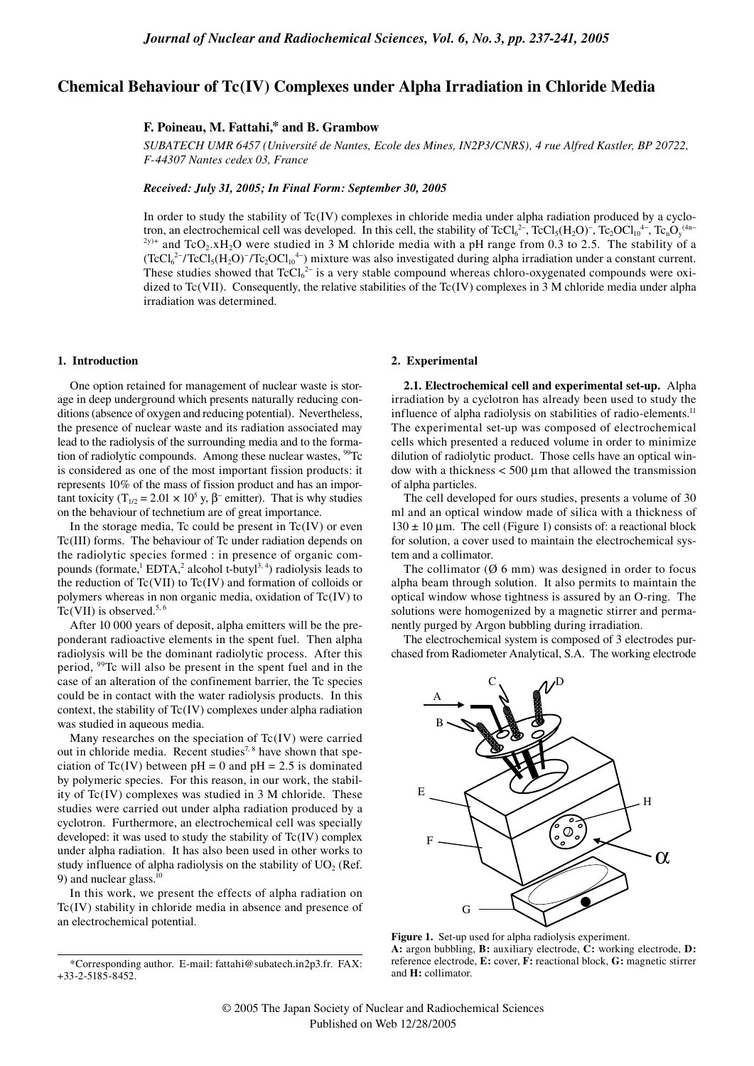# Chemical Behaviour of Tc(IV) Complexes under Alpha Irradiation in Chloride Media

**F. Poineau, M. Fattahi,\* and B. Grambow**

*SUBATECH UMR 6457 (Université de Nantes, Ecole des Mines, IN2P3/CNRS), 4 rue Alfred Kastler, BP 20722, F-44307 Nantes cedex 03, France*

***Received: July 31, 2005; In Final Form: September 30, 2005***

In order to study the stability of Tc(IV) complexes in chloride media under alpha radiation produced by a cyclotron, an electrochemical cell was developed. In this cell, the stability of $TcCl_6^{2-}$, $TcCl_5(H_2O)^-$, $Tc_2OCl_{10}^{4-}$, $Tc_nO_y^{(4n-2y)+}$ and $TcO_2.xH_2O$ were studied in 3 M chloride media with a pH range from 0.3 to 2.5. The stability of a ($TcCl_6^{2-}$/$TcCl_5(H_2O)^-$/$Tc_2OCl_{10}^{4-}$) mixture was also investigated during alpha irradiation under a constant current. These studies showed that $TcCl_6^{2-}$ is a very stable compound whereas chloro-oxygenated compounds were oxidized to Tc(VII). Consequently, the relative stabilities of the Tc(IV) complexes in 3 M chloride media under alpha irradiation was determined.

## 1. Introduction

One option retained for management of nuclear waste is storage in deep underground which presents naturally reducing conditions (absence of oxygen and reducing potential). Nevertheless, the presence of nuclear waste and its radiation associated may lead to the radiolysis of the surrounding media and to the formation of radiolytic compounds. Among these nuclear wastes, $^{99}$Tc is considered as one of the most important fission products: it represents 10% of the mass of fission product and has an important toxicity ($T_{1/2} = 2.01 \times 10^5$ y, $\beta^-$ emitter). That is why studies on the behaviour of technetium are of great importance.

In the storage media, Tc could be present in Tc(IV) or even Tc(III) forms. The behaviour of Tc under radiation depends on the radiolytic species formed : in presence of organic compounds (formate,[1] EDTA,[2] alcohol t-butyl[3,4]) radiolysis leads to the reduction of Tc(VII) to Tc(IV) and formation of colloids or polymers whereas in non organic media, oxidation of Tc(IV) to Tc(VII) is observed.[5,6]

After 10 000 years of deposit, alpha emitters will be the preponderant radioactive elements in the spent fuel. Then alpha radiolysis will be the dominant radiolytic process. After this period, $^{99}$Tc will also be present in the spent fuel and in the case of an alteration of the confinement barrier, the Tc species could be in contact with the water radiolysis products. In this context, the stability of Tc(IV) complexes under alpha radiation was studied in aqueous media.

Many researches on the speciation of Tc(IV) were carried out in chloride media. Recent studies[7,8] have shown that speciation of Tc(IV) between pH = 0 and pH = 2.5 is dominated by polymeric species. For this reason, in our work, the stability of Tc(IV) complexes was studied in 3 M chloride. These studies were carried out under alpha radiation produced by a cyclotron. Furthermore, an electrochemical cell was specially developed: it was used to study the stability of Tc(IV) complex under alpha radiation. It has also been used in other works to study influence of alpha radiolysis on the stability of $UO_2$ (Ref. 9) and nuclear glass.[10]

In this work, we present the effects of alpha radiation on Tc(IV) stability in chloride media in absence and presence of an electrochemical potential.

## 2. Experimental

**2.1. Electrochemical cell and experimental set-up.** Alpha irradiation by a cyclotron has already been used to study the influence of alpha radiolysis on stabilities of radio-elements.[11] The experimental set-up was composed of electrochemical cells which presented a reduced volume in order to minimize dilution of radiolytic product. Those cells have an optical window with a thickness < 500 µm that allowed the transmission of alpha particles.

The cell developed for ours studies, presents a volume of 30 ml and an optical window made of silica with a thickness of 130 ± 10 µm. The cell (Figure 1) consists of: a reactional block for solution, a cover used to maintain the electrochemical system and a collimator.

The collimator (Ø 6 mm) was designed in order to focus alpha beam through solution. It also permits to maintain the optical window whose tightness is assured by an O-ring. The solutions were homogenized by a magnetic stirrer and permanently purged by Argon bubbling during irradiation.

The electrochemical system is composed of 3 electrodes purchased from Radiometer Analytical, S.A. The working electrode

**Figure 1.** Set-up used for alpha radiolysis experiment. **A:** argon bubbling, **B:** auxiliary electrode, **C:** working electrode, **D:** reference electrode, **E:** cover, **F:** reactional block, **G:** magnetic stirrer and **H:** collimator.

\*Corresponding author. E-mail: fattahi@subatech.in2p3.fr. FAX: +33-2-5185-8452.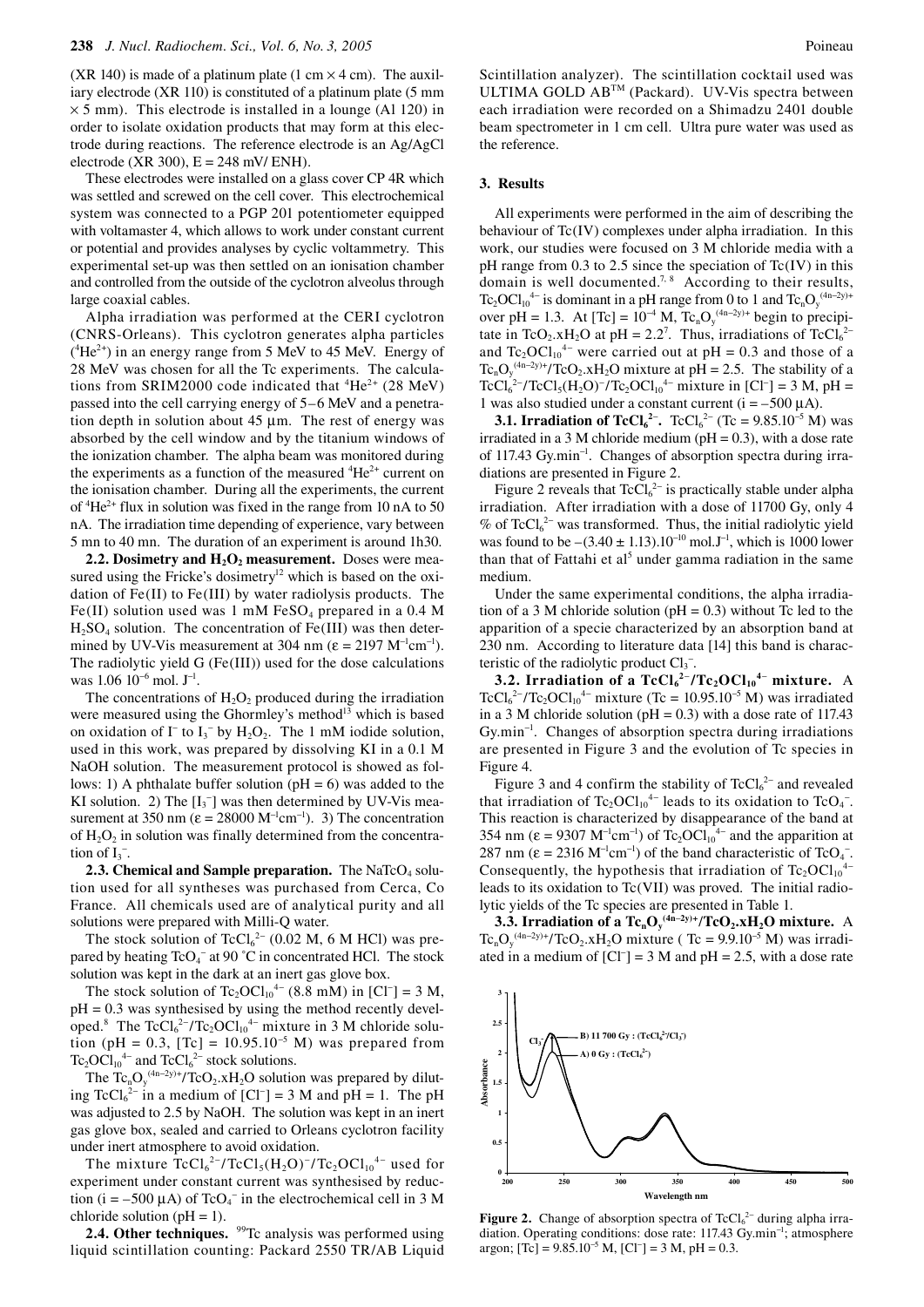(XR 140) is made of a platinum plate (1 cm × 4 cm). The auxiliary electrode (XR 110) is constituted of a platinum plate (5 mm × 5 mm). This electrode is installed in a lounge (Al 120) in order to isolate oxidation products that may form at this electrode during reactions. The reference electrode is an Ag/AgCl electrode (XR 300), E = 248 mV/ ENH).

These electrodes were installed on a glass cover CP 4R which was settled and screwed on the cell cover. This electrochemical system was connected to a PGP 201 potentiometer equipped with voltamaster 4, which allows to work under constant current or potential and provides analyses by cyclic voltammetry. This experimental set-up was then settled on an ionisation chamber and controlled from the outside of the cyclotron alveolus through large coaxial cables.

Alpha irradiation was performed at the CERI cyclotron (CNRS-Orleans). This cyclotron generates alpha particles ($^4He^{2+}$) in an energy range from 5 MeV to 45 MeV. Energy of 28 MeV was chosen for all the Tc experiments. The calculations from SRIM2000 code indicated that $^4He^{2+}$ (28 MeV) passed into the cell carrying energy of 5–6 MeV and a penetration depth in solution about 45 µm. The rest of energy was absorbed by the cell window and by the titanium windows of the ionization chamber. The alpha beam was monitored during the experiments as a function of the measured $^4He^{2+}$ current on the ionisation chamber. During all the experiments, the current of $^4He^{2+}$ flux in solution was fixed in the range from 10 nA to 50 nA. The irradiation time depending of experience, vary between 5 mn to 40 mn. The duration of an experiment is around 1h30.

**2.2. Dosimetry and $H_2O_2$ measurement.** Doses were measured using the Fricke's dosimetry[12] which is based on the oxidation of Fe(II) to Fe(III) by water radiolysis products. The Fe(II) solution used was 1 mM $FeSO_4$ prepared in a 0.4 M $H_2SO_4$ solution. The concentration of Fe(III) was then determined by UV-Vis measurement at 304 nm ($\varepsilon$ = 2197 $M^{-1}cm^{-1}$). The radiolytic yield G (Fe(III)) used for the dose calculations was 1.06 $10^{-6}$ mol. $J^{-1}$.

The concentrations of $H_2O_2$ produced during the irradiation were measured using the Ghormley's method[13] which is based on oxidation of $I^-$ to $I_3^-$ by $H_2O_2$. The 1 mM iodide solution, used in this work, was prepared by dissolving KI in a 0.1 M NaOH solution. The measurement protocol is showed as follows: 1) A phthalate buffer solution (pH = 6) was added to the KI solution. 2) The $[I_3^-]$ was then determined by UV-Vis measurement at 350 nm ($\varepsilon$ = 28000 $M^{-1}cm^{-1}$). 3) The concentration of $H_2O_2$ in solution was finally determined from the concentration of $I_3^-$.

**2.3. Chemical and Sample preparation.** The $NaTcO_4$ solution used for all syntheses was purchased from Cerca, Co France. All chemicals used are of analytical purity and all solutions were prepared with Milli-Q water.

The stock solution of $TcCl_6^{2-}$ (0.02 M, 6 M HCl) was prepared by heating $TcO_4^-$ at 90 °C in concentrated HCl. The stock solution was kept in the dark at an inert gas glove box.

The stock solution of $Tc_2OCl_{10}^{4-}$ (8.8 mM) in $[Cl^-]$ = 3 M, pH = 0.3 was synthesised by using the method recently developed.[8] The $TcCl_6^{2-}/Tc_2OCl_{10}^{4-}$ mixture in 3 M chloride solution (pH = 0.3, [Tc] = $10.95.10^{-5}$ M) was prepared from $Tc_2OCl_{10}^{4-}$ and $TcCl_6^{2-}$ stock solutions.

The $Tc_nO_y^{(4n-2y)+}/TcO_2.xH_2O$ solution was prepared by diluting $TcCl_6^{2-}$ in a medium of $[Cl^-]$ = 3 M and pH = 1. The pH was adjusted to 2.5 by NaOH. The solution was kept in an inert gas glove box, sealed and carried to Orleans cyclotron facility under inert atmosphere to avoid oxidation.

The mixture $TcCl_6^{2-}/TcCl_5(H_2O)^-/Tc_2OCl_{10}^{4-}$ used for experiment under constant current was synthesised by reduction (i = –500 µA) of $TcO_4^-$ in the electrochemical cell in 3 M chloride solution (pH = 1).

**2.4. Other techniques.** $^{99}$Tc analysis was performed using liquid scintillation counting: Packard 2550 TR/AB Liquid Scintillation analyzer). The scintillation cocktail used was ULTIMA GOLD AB™ (Packard). UV-Vis spectra between each irradiation were recorded on a Shimadzu 2401 double beam spectrometer in 1 cm cell. Ultra pure water was used as the reference.

## 3. Results

All experiments were performed in the aim of describing the behaviour of Tc(IV) complexes under alpha irradiation. In this work, our studies were focused on 3 M chloride media with a pH range from 0.3 to 2.5 since the speciation of Tc(IV) in this domain is well documented.[7,8] According to their results, $Tc_2OCl_{10}^{4-}$ is dominant in a pH range from 0 to 1 and $Tc_nO_y^{(4n-2y)+}$ over pH = 1.3. At [Tc] = $10^{-4}$ M, $Tc_nO_y^{(4n-2y)+}$ begin to precipitate in $TcO_2.xH_2O$ at pH = 2.2[7]. Thus, irradiations of $TcCl_6^{2-}$ and $Tc_2OCl_{10}^{4-}$ were carried out at pH = 0.3 and those of a $Tc_nO_y^{(4n-2y)+}/TcO_2.xH_2O$ mixture at pH = 2.5. The stability of a $TcCl_6^{2-}/TcCl_5(H_2O)^-/Tc_2OCl_{10}^{4-}$ mixture in $[Cl^-]$ = 3 M, pH = 1 was also studied under a constant current (i = –500 µA).

**3.1. Irradiation of $TcCl_6^{2-}$.** $TcCl_6^{2-}$ (Tc = $9.85.10^{-5}$ M) was irradiated in a 3 M chloride medium (pH = 0.3), with a dose rate of 117.43 Gy.$min^{-1}$. Changes of absorption spectra during irradiations are presented in Figure 2.

Figure 2 reveals that $TcCl_6^{2-}$ is practically stable under alpha irradiation. After irradiation with a dose of 11700 Gy, only 4 % of $TcCl_6^{2-}$ was transformed. Thus, the initial radiolytic yield was found to be $-(3.40 \pm 1.13).10^{-10}$ mol.$J^{-1}$, which is 1000 lower than that of Fattahi et al[5] under gamma radiation in the same medium.

Under the same experimental conditions, the alpha irradiation of a 3 M chloride solution (pH = 0.3) without Tc led to the apparition of a specie characterized by an absorption band at 230 nm. According to literature data [14] this band is characteristic of the radiolytic product $Cl_3^-$.

**3.2. Irradiation of a $TcCl_6^{2-}/Tc_2OCl_{10}^{4-}$ mixture.** A $TcCl_6^{2-}/Tc_2OCl_{10}^{4-}$ mixture (Tc = $10.95.10^{-5}$ M) was irradiated in a 3 M chloride solution (pH = 0.3) with a dose rate of 117.43 Gy.$min^{-1}$. Changes of absorption spectra during irradiations are presented in Figure 3 and the evolution of Tc species in Figure 4.

Figure 3 and 4 confirm the stability of $TcCl_6^{2-}$ and revealed that irradiation of $Tc_2OCl_{10}^{4-}$ leads to its oxidation to $TcO_4^-$. This reaction is characterized by disappearance of the band at 354 nm ($\varepsilon$ = 9307 $M^{-1}cm^{-1}$) of $Tc_2OCl_{10}^{4-}$ and the apparition at 287 nm ($\varepsilon$ = 2316 $M^{-1}cm^{-1}$) of the band characteristic of $TcO_4^-$. Consequently, the hypothesis that irradiation of $Tc_2OCl_{10}^{4-}$ leads to its oxidation to Tc(VII) was proved. The initial radiolytic yields of the Tc species are presented in Table 1.

**3.3. Irradiation of a $Tc_nO_y^{(4n-2y)+}/TcO_2.xH_2O$ mixture.** A $Tc_nO_y^{(4n-2y)+}/TcO_2.xH_2O$ mixture ( Tc = $9.9.10^{-5}$ M) was irradiated in a medium of $[Cl^-]$ = 3 M and pH = 2.5, with a dose rate

**Figure 2.** Change of absorption spectra of $TcCl_6^{2-}$ during alpha irradiation. Operating conditions: dose rate: 117.43 Gy.$min^{-1}$; atmosphere argon; [Tc] = $9.85.10^{-5}$ M, $[Cl^-]$ = 3 M, pH = 0.3.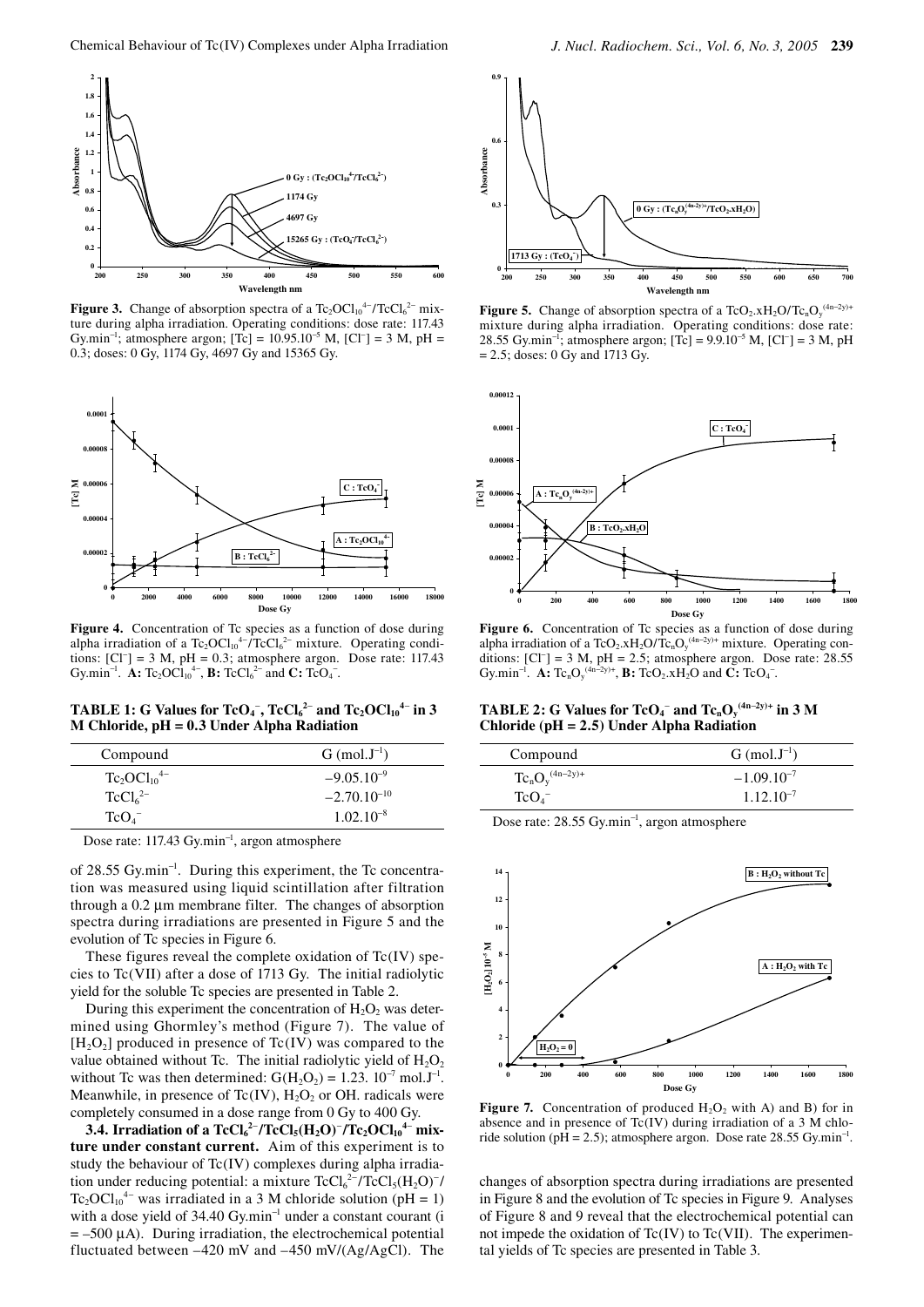**Figure 3.** Change of absorption spectra of a $Tc_2OCl_{10}^{4-}/TcCl_6^{2-}$ mixture during alpha irradiation. Operating conditions: dose rate: 117.43 Gy.min$^{-1}$; atmosphere argon; [Tc] = $10.95.10^{-5}$ M, [Cl$^-$] = 3 M, pH = 0.3; doses: 0 Gy, 1174 Gy, 4697 Gy and 15365 Gy.

**Figure 4.** Concentration of Tc species as a function of dose during alpha irradiation of a $Tc_2OCl_{10}^{4-}/TcCl_6^{2-}$ mixture. Operating conditions: [Cl$^-$] = 3 M, pH = 0.3; atmosphere argon. Dose rate: 117.43 Gy.min$^{-1}$. **A:** $Tc_2OCl_{10}^{4-}$, **B:** $TcCl_6^{2-}$ and **C:** $TcO_4^-$.

**TABLE 1: G Values for $TcO_4^-$, $TcCl_6^{2-}$ and $Tc_2OCl_{10}^{4-}$ in 3 M Chloride, pH = 0.3 Under Alpha Radiation**

| Compound | G (mol.J$^{-1}$) |
|---|---|
| $Tc_2OCl_{10}^{4-}$ | $-9.05.10^{-9}$ |
| $TcCl_6^{2-}$ | $-2.70.10^{-10}$ |
| $TcO_4^-$ | $1.02.10^{-8}$ |

Dose rate: 117.43 Gy.min$^{-1}$, argon atmosphere

of 28.55 Gy.min$^{-1}$. During this experiment, the Tc concentration was measured using liquid scintillation after filtration through a 0.2 µm membrane filter. The changes of absorption spectra during irradiations are presented in Figure 5 and the evolution of Tc species in Figure 6.

These figures reveal the complete oxidation of Tc(IV) species to Tc(VII) after a dose of 1713 Gy. The initial radiolytic yield for the soluble Tc species are presented in Table 2.

During this experiment the concentration of $H_2O_2$ was determined using Ghormley's method (Figure 7). The value of [$H_2O_2$] produced in presence of Tc(IV) was compared to the value obtained without Tc. The initial radiolytic yield of $H_2O_2$ without Tc was then determined: G($H_2O_2$) = 1.23. $10^{-7}$ mol.J$^{-1}$. Meanwhile, in presence of Tc(IV), $H_2O_2$ or OH. radicals were completely consumed in a dose range from 0 Gy to 400 Gy.

**3.4. Irradiation of a $TcCl_6^{2-}/TcCl_5(H_2O)^-/Tc_2OCl_{10}^{4-}$ mixture under constant current.** Aim of this experiment is to study the behaviour of Tc(IV) complexes during alpha irradiation under reducing potential: a mixture $TcCl_6^{2-}/TcCl_5(H_2O)^-/Tc_2OCl_{10}^{4-}$ was irradiated in a 3 M chloride solution (pH = 1) with a dose yield of 34.40 Gy.min$^{-1}$ under a constant courant (i = –500 µA). During irradiation, the electrochemical potential fluctuated between –420 mV and –450 mV/(Ag/AgCl). The

**Figure 5.** Change of absorption spectra of a $TcO_2.xH_2O/Tc_nO_y^{(4n-2y)+}$ mixture during alpha irradiation. Operating conditions: dose rate: 28.55 Gy.min$^{-1}$; atmosphere argon; [Tc] = $9.9.10^{-5}$ M, [Cl$^-$] = 3 M, pH = 2.5; doses: 0 Gy and 1713 Gy.

**Figure 6.** Concentration of Tc species as a function of dose during alpha irradiation of a $TcO_2.xH_2O/Tc_nO_y^{(4n-2y)+}$ mixture. Operating conditions: [Cl$^-$] = 3 M, pH = 2.5; atmosphere argon. Dose rate: 28.55 Gy.min$^{-1}$. **A:** $Tc_nO_y^{(4n-2y)+}$, **B:** $TcO_2.xH_2O$ and **C:** $TcO_4^-$.

**TABLE 2: G Values for $TcO_4^-$ and $Tc_nO_y^{(4n-2y)+}$ in 3 M Chloride (pH = 2.5) Under Alpha Radiation**

| Compound | G (mol.J$^{-1}$) |
|---|---|
| $Tc_nO_y^{(4n-2y)+}$ | $-1.09.10^{-7}$ |
| $TcO_4^-$ | $1.12.10^{-7}$ |

Dose rate: 28.55 Gy.min$^{-1}$, argon atmosphere

**Figure 7.** Concentration of produced $H_2O_2$ with A) and B) for in absence and in presence of Tc(IV) during irradiation of a 3 M chloride solution (pH = 2.5); atmosphere argon. Dose rate 28.55 Gy.min$^{-1}$.

changes of absorption spectra during irradiations are presented in Figure 8 and the evolution of Tc species in Figure 9. Analyses of Figure 8 and 9 reveal that the electrochemical potential can not impede the oxidation of Tc(IV) to Tc(VII). The experimental yields of Tc species are presented in Table 3.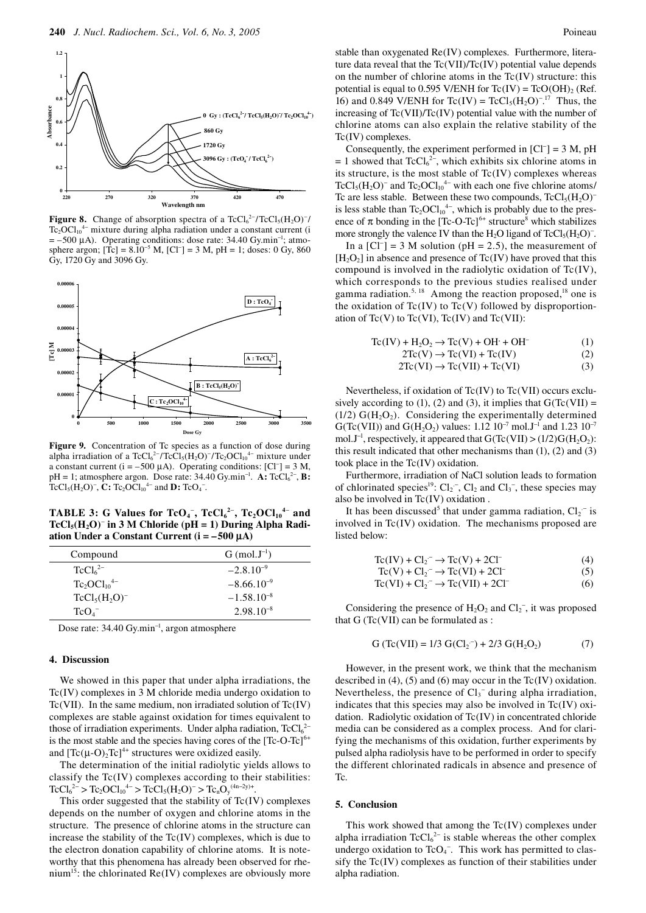**Figure 8.** Change of absorption spectra of a $TcCl_6^{2-}$/$TcCl_5(H_2O)^-$/$Tc_2OCl_{10}^{4-}$ mixture during alpha radiation under a constant current (i = –500 μA). Operating conditions: dose rate: 34.40 Gy.min$^{-1}$; atmosphere argon; [Tc] = $8.10^{-5}$ M, [$Cl^-$] = 3 M, pH = 1; doses: 0 Gy, 860 Gy, 1720 Gy and 3096 Gy.

**Figure 9.** Concentration of Tc species as a function of dose during alpha irradiation of a $TcCl_6^{2-}$/$TcCl_5(H_2O)^-$/$Tc_2OCl_{10}^{4-}$ mixture under a constant current (i = –500 μA). Operating conditions: [$Cl^-$] = 3 M, pH = 1; atmosphere argon. Dose rate: 34.40 Gy.min$^{-1}$. **A:** $TcCl_6^{2-}$, **B:** $TcCl_5(H_2O)^-$, **C:** $Tc_2OCl_{10}^{4-}$ and **D:** $TcO_4^-$.

**TABLE 3: G Values for $TcO_4^-$, $TcCl_6^{2-}$, $Tc_2OCl_{10}^{4-}$ and $TcCl_5(H_2O)^-$ in 3 M Chloride (pH = 1) During Alpha Radiation Under a Constant Current (i = –500 μA)**

| Compound | G (mol.J$^{-1}$) |
|---|---|
| $TcCl_6^{2-}$ | $-2.8.10^{-9}$ |
| $Tc_2OCl_{10}^{4-}$ | $-8.66.10^{-9}$ |
| $TcCl_5(H_2O)^-$ | $-1.58.10^{-8}$ |
| $TcO_4^-$ | $2.98.10^{-8}$ |

Dose rate: 34.40 Gy.min$^{-1}$, argon atmosphere

## 4. Discussion

We showed in this paper that under alpha irradiations, the Tc(IV) complexes in 3 M chloride media undergo oxidation to Tc(VII). In the same medium, non irradiated solution of Tc(IV) complexes are stable against oxidation for times equivalent to those of irradiation experiments. Under alpha radiation, $TcCl_6^{2-}$ is the most stable and the species having cores of the $[Tc\text{-}O\text{-}Tc]^{6+}$ and $[Tc(\mu\text{-}O)_2Tc]^{4+}$ structures were oxidized easily.

The determination of the initial radiolytic yields allows to classify the Tc(IV) complexes according to their stabilities: $TcCl_6^{2-} > Tc_2OCl_{10}^{4-} > TcCl_5(H_2O)^- > Tc_nO_y^{(4n-2y)+}$.

This order suggested that the stability of Tc(IV) complexes depends on the number of oxygen and chlorine atoms in the structure. The presence of chlorine atoms in the structure can increase the stability of the Tc(IV) complexes, which is due to the electron donation capability of chlorine atoms. It is noteworthy that this phenomena has already been observed for rhenium[15]: the chlorinated Re(IV) complexes are obviously more stable than oxygenated Re(IV) complexes. Furthermore, literature data reveal that the Tc(VII)/Tc(IV) potential value depends on the number of chlorine atoms in the Tc(IV) structure: this potential is equal to 0.595 V/ENH for Tc(IV) = $TcO(OH)_2$ (Ref. 16) and 0.849 V/ENH for Tc(IV) = $TcCl_5(H_2O)^-$.[17] Thus, the increasing of Tc(VII)/Tc(IV) potential value with the number of chlorine atoms can also explain the relative stability of the Tc(IV) complexes.

Consequently, the experiment performed in [$Cl^-$] = 3 M, pH = 1 showed that $TcCl_6^{2-}$, which exhibits six chlorine atoms in its structure, is the most stable of Tc(IV) complexes whereas $TcCl_5(H_2O)^-$ and $Tc_2OCl_{10}^{4-}$ with each one five chlorine atoms/Tc are less stable. Between these two compounds, $TcCl_5(H_2O)^-$ is less stable than $Tc_2OCl_{10}^{4-}$, which is probably due to the presence of π bonding in the $[Tc\text{-}O\text{-}Tc]^{6+}$ structure[8] which stabilizes more strongly the valence IV than the $H_2O$ ligand of $TcCl_5(H_2O)^-$.

In a [$Cl^-$] = 3 M solution (pH = 2.5), the measurement of [$H_2O_2$] in absence and presence of Tc(IV) have proved that this compound is involved in the radiolytic oxidation of Tc(IV), which corresponds to the previous studies realised under gamma radiation.[5, 18] Among the reaction proposed,[18] one is the oxidation of Tc(IV) to Tc(V) followed by disproportionation of Tc(V) to Tc(VI), Tc(IV) and Tc(VII):

$$Tc(IV) + H_2O_2 \rightarrow Tc(V) + OH^{\cdot} + OH^- \quad (1)$$

$$2Tc(V) \rightarrow Tc(VI) + Tc(IV) \quad (2)$$

$$2Tc(VI) \rightarrow Tc(VII) + Tc(VI) \quad (3)$$

Nevertheless, if oxidation of Tc(IV) to Tc(VII) occurs exclusively according to (1), (2) and (3), it implies that G(Tc(VII) = (1/2) G($H_2O_2$). Considering the experimentally determined G(Tc(VII)) and G($H_2O_2$) values: 1.12 $10^{-7}$ mol.J$^{-1}$ and 1.23 $10^{-7}$ mol.J$^{-1}$, respectively, it appeared that G(Tc(VII) > (1/2)G($H_2O_2$): this result indicated that other mechanisms than (1), (2) and (3) took place in the Tc(IV) oxidation.

Furthermore, irradiation of NaCl solution leads to formation of chlorinated species[19]: $Cl_2^{\cdot-}$, $Cl_2$ and $Cl_3^-$, these species may also be involved in Tc(IV) oxidation .

It has been discussed[5] that under gamma radiation, $Cl_2^{\cdot-}$ is involved in Tc(IV) oxidation. The mechanisms proposed are listed below:

$$Tc(IV) + Cl_2^{\cdot-} \rightarrow Tc(V) + 2Cl^- \quad (4)$$

$$Tc(V) + Cl_2^{\cdot-} \rightarrow Tc(VI) + 2Cl^- \quad (5)$$

$$Tc(VI) + Cl_2^{\cdot-} \rightarrow Tc(VII) + 2Cl^- \quad (6)$$

Considering the presence of $H_2O_2$ and $Cl_2^{\cdot-}$, it was proposed that G (Tc(VII) can be formulated as :

$$G\,(Tc(VII) = 1/3\ G(Cl_2^{\cdot-}) + 2/3\ G(H_2O_2) \quad (7)$$

However, in the present work, we think that the mechanism described in (4), (5) and (6) may occur in the Tc(IV) oxidation. Nevertheless, the presence of $Cl_3^-$ during alpha irradiation, indicates that this species may also be involved in Tc(IV) oxidation. Radiolytic oxidation of Tc(IV) in concentrated chloride media can be considered as a complex process. And for clarifying the mechanisms of this oxidation, further experiments by pulsed alpha radiolysis have to be performed in order to specify the different chlorinated radicals in absence and presence of Tc.

## 5. Conclusion

This work showed that among the Tc(IV) complexes under alpha irradiation $TcCl_6^{2-}$ is stable whereas the other complex undergo oxidation to $TcO_4^-$. This work has permitted to classify the Tc(IV) complexes as function of their stabilities under alpha radiation.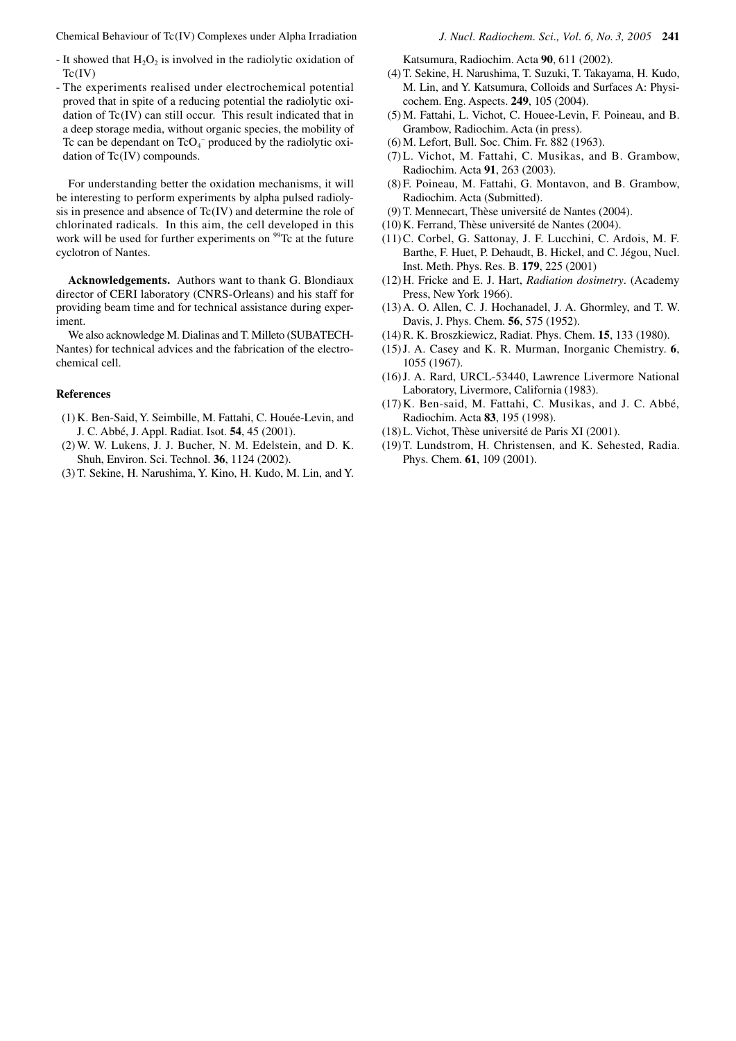- It showed that $H_2O_2$ is involved in the radiolytic oxidation of Tc(IV)
- The experiments realised under electrochemical potential proved that in spite of a reducing potential the radiolytic oxidation of Tc(IV) can still occur. This result indicated that in a deep storage media, without organic species, the mobility of Tc can be dependant on $TcO_4^-$ produced by the radiolytic oxidation of Tc(IV) compounds.

For understanding better the oxidation mechanisms, it will be interesting to perform experiments by alpha pulsed radiolysis in presence and absence of Tc(IV) and determine the role of chlorinated radicals. In this aim, the cell developed in this work will be used for further experiments on $^{99}$Tc at the future cyclotron of Nantes.

**Acknowledgements.** Authors want to thank G. Blondiaux director of CERI laboratory (CNRS-Orleans) and his staff for providing beam time and for technical assistance during experiment.

We also acknowledge M. Dialinas and T. Milleto (SUBATECH-Nantes) for technical advices and the fabrication of the electrochemical cell.

### References

(1) K. Ben-Said, Y. Seimbille, M. Fattahi, C. Houée-Levin, and J. C. Abbé, J. Appl. Radiat. Isot. **54**, 45 (2001).

(2) W. W. Lukens, J. J. Bucher, N. M. Edelstein, and D. K. Shuh, Environ. Sci. Technol. **36**, 1124 (2002).

(3) T. Sekine, H. Narushima, Y. Kino, H. Kudo, M. Lin, and Y. Katsumura, Radiochim. Acta **90**, 611 (2002).

(4) T. Sekine, H. Narushima, T. Suzuki, T. Takayama, H. Kudo, M. Lin, and Y. Katsumura, Colloids and Surfaces A: Physicochem. Eng. Aspects. **249**, 105 (2004).

(5) M. Fattahi, L. Vichot, C. Houee-Levin, F. Poineau, and B. Grambow, Radiochim. Acta (in press).

(6) M. Lefort, Bull. Soc. Chim. Fr. 882 (1963).

(7) L. Vichot, M. Fattahi, C. Musikas, and B. Grambow, Radiochim. Acta **91**, 263 (2003).

(8) F. Poineau, M. Fattahi, G. Montavon, and B. Grambow, Radiochim. Acta (Submitted).

(9) T. Mennecart, Thèse université de Nantes (2004).

(10) K. Ferrand, Thèse université de Nantes (2004).

(11) C. Corbel, G. Sattonay, J. F. Lucchini, C. Ardois, M. F. Barthe, F. Huet, P. Dehaudt, B. Hickel, and C. Jégou, Nucl. Inst. Meth. Phys. Res. B. **179**, 225 (2001)

(12) H. Fricke and E. J. Hart, *Radiation dosimetry*. (Academy Press, New York 1966).

(13) A. O. Allen, C. J. Hochanadel, J. A. Ghormley, and T. W. Davis, J. Phys. Chem. **56**, 575 (1952).

(14) R. K. Broszkiewicz, Radiat. Phys. Chem. **15**, 133 (1980).

(15) J. A. Casey and K. R. Murman, Inorganic Chemistry. **6**, 1055 (1967).

(16) J. A. Rard, URCL-53440, Lawrence Livermore National Laboratory, Livermore, California (1983).

(17) K. Ben-said, M. Fattahi, C. Musikas, and J. C. Abbé, Radiochim. Acta **83**, 195 (1998).

(18) L. Vichot, Thèse université de Paris XI (2001).

(19) T. Lundstrom, H. Christensen, and K. Sehested, Radia. Phys. Chem. **61**, 109 (2001).